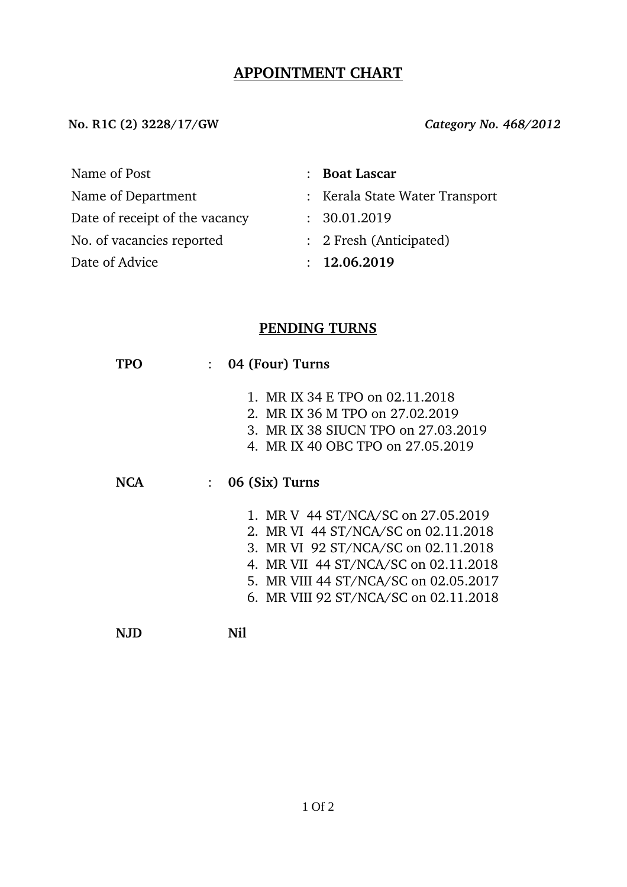# APPOINTMENT CHART

**No. R1C (2) 3228/17/GW** *Category No. 468/2012*

| | | |
|---|---|---|
| Name of Post | : | **Boat Lascar** |
| Name of Department | : | Kerala State Water Transport |
| Date of receipt of the vacancy | : | 30.01.2019 |
| No. of vacancies reported | : | 2 Fresh (Anticipated) |
| Date of Advice | : | **12.06.2019** |

## PENDING TURNS

**TPO** : **04 (Four) Turns**

1. MR IX 34 E TPO on 02.11.2018
2. MR IX 36 M TPO on 27.02.2019
3. MR IX 38 SIUCN TPO on 27.03.2019
4. MR IX 40 OBC TPO on 27.05.2019

**NCA** : **06 (Six) Turns**

1. MR V 44 ST/NCA/SC on 27.05.2019
2. MR VI 44 ST/NCA/SC on 02.11.2018
3. MR VI 92 ST/NCA/SC on 02.11.2018
4. MR VII 44 ST/NCA/SC on 02.11.2018
5. MR VIII 44 ST/NCA/SC on 02.05.2017
6. MR VIII 92 ST/NCA/SC on 02.11.2018

**NJD** **Nil**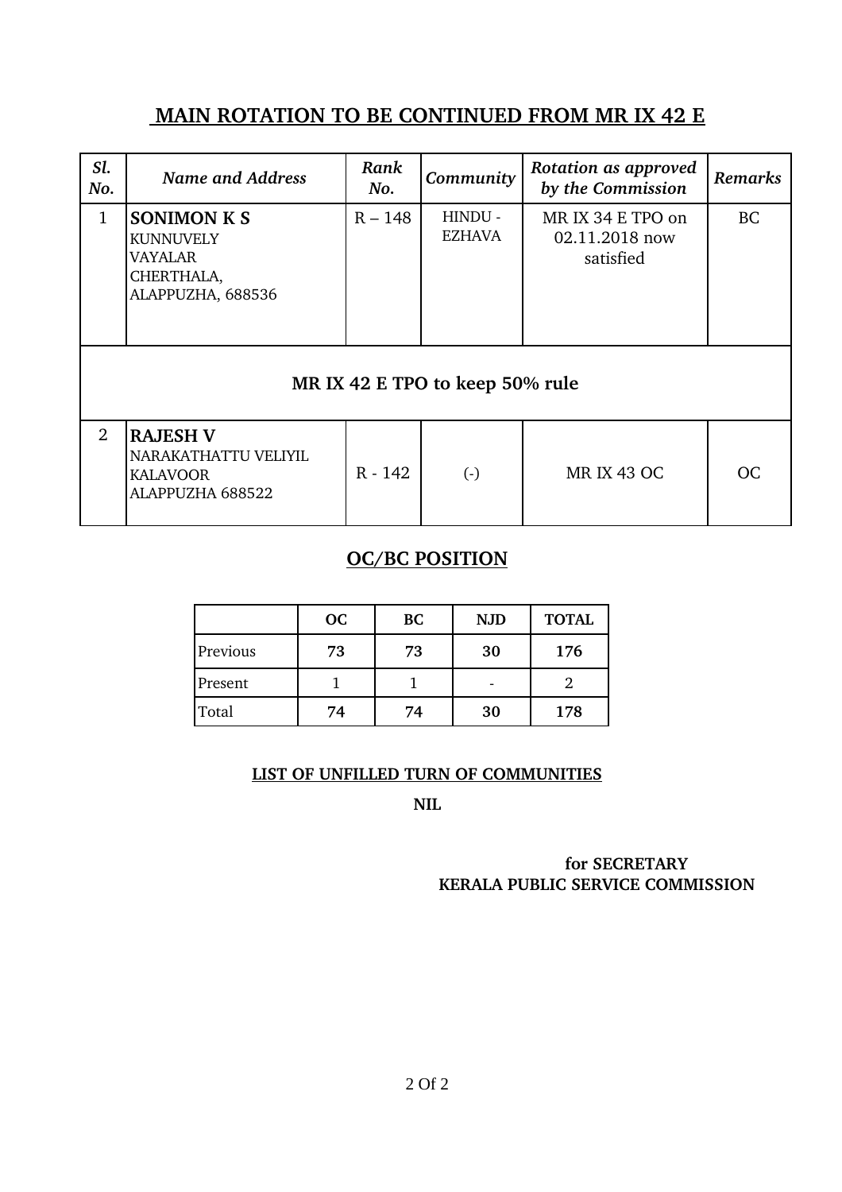# MAIN ROTATION TO BE CONTINUED FROM MR IX 42 E

| *Sl. No.* | *Name and Address* | *Rank No.* | *Community* | *Rotation as approved by the Commission* | *Remarks* |
|---|---|---|---|---|---|
| 1 | **SONIMON K S** KUNNUVELY VAYALAR CHERTHALA, ALAPPUZHA, 688536 | R – 148 | HINDU - EZHAVA | MR IX 34 E TPO on 02.11.2018 now satisfied | BC |
| **MR IX 42 E TPO to keep 50% rule** | | | | | |
| 2 | **RAJESH V** NARAKATHATTU VELIYIL KALAVOOR ALAPPUZHA 688522 | R - 142 | (-) | MR IX 43 OC | OC |

## OC/BC POSITION

| | OC | BC | NJD | TOTAL |
|---|---|---|---|---|
| Previous | **73** | **73** | **30** | **176** |
| Present | 1 | 1 | - | 2 |
| Total | **74** | **74** | **30** | **178** |

**LIST OF UNFILLED TURN OF COMMUNITIES**

**NIL**

**for SECRETARY**
**KERALA PUBLIC SERVICE COMMISSION**